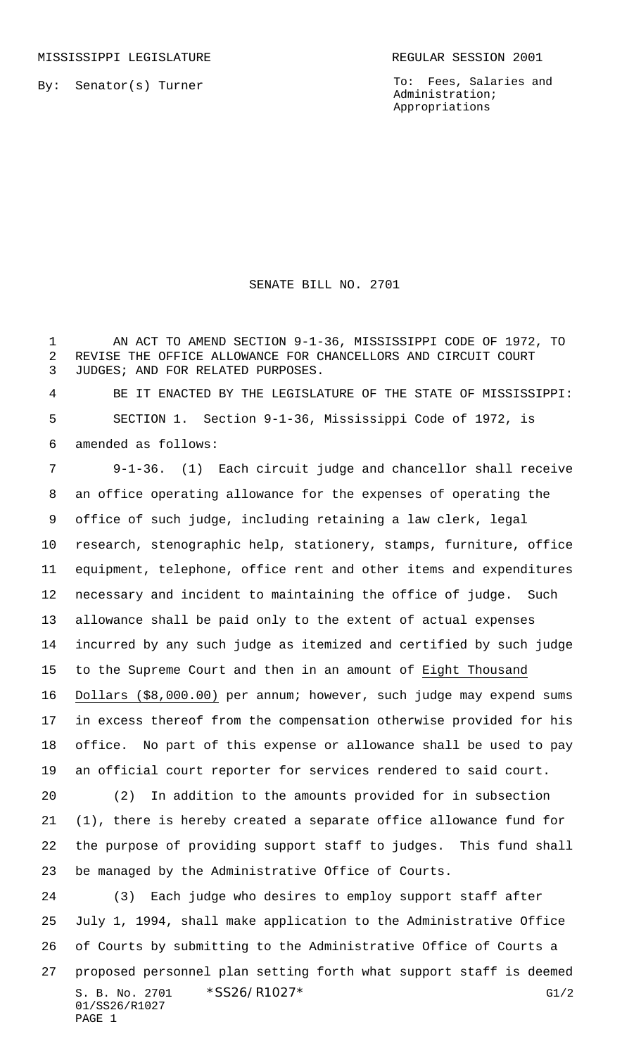MISSISSIPPI LEGISLATURE REGULAR SESSION 2001

By: Senator(s) Turner

To: Fees, Salaries and Administration; Appropriations

# SENATE BILL NO. 2701

AN ACT TO AMEND SECTION 9-1-36, MISSISSIPPI CODE OF 1972, TO REVISE THE OFFICE ALLOWANCE FOR CHANCELLORS AND CIRCUIT COURT JUDGES; AND FOR RELATED PURPOSES.

BE IT ENACTED BY THE LEGISLATURE OF THE STATE OF MISSISSIPPI:

SECTION 1. Section 9-1-36, Mississippi Code of 1972, is amended as follows:

9-1-36. (1) Each circuit judge and chancellor shall receive an office operating allowance for the expenses of operating the office of such judge, including retaining a law clerk, legal research, stenographic help, stationery, stamps, furniture, office equipment, telephone, office rent and other items and expenditures necessary and incident to maintaining the office of judge. Such allowance shall be paid only to the extent of actual expenses incurred by any such judge as itemized and certified by such judge to the Supreme Court and then in an amount of Eight Thousand Dollars ($8,000.00) per annum; however, such judge may expend sums in excess thereof from the compensation otherwise provided for his office. No part of this expense or allowance shall be used to pay an official court reporter for services rendered to said court.

(2) In addition to the amounts provided for in subsection (1), there is hereby created a separate office allowance fund for the purpose of providing support staff to judges. This fund shall be managed by the Administrative Office of Courts.

(3) Each judge who desires to employ support staff after July 1, 1994, shall make application to the Administrative Office of Courts by submitting to the Administrative Office of Courts a proposed personnel plan setting forth what support staff is deemed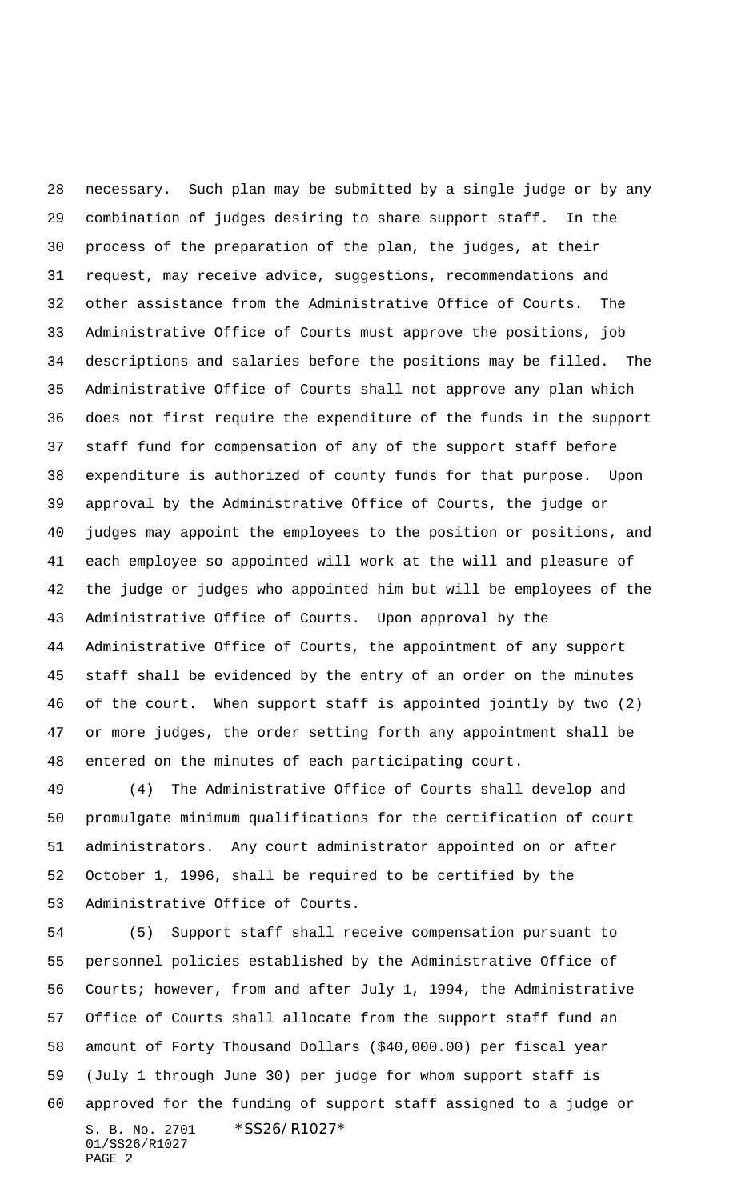necessary. Such plan may be submitted by a single judge or by any combination of judges desiring to share support staff. In the process of the preparation of the plan, the judges, at their request, may receive advice, suggestions, recommendations and other assistance from the Administrative Office of Courts. The Administrative Office of Courts must approve the positions, job descriptions and salaries before the positions may be filled. The Administrative Office of Courts shall not approve any plan which does not first require the expenditure of the funds in the support staff fund for compensation of any of the support staff before expenditure is authorized of county funds for that purpose. Upon approval by the Administrative Office of Courts, the judge or judges may appoint the employees to the position or positions, and each employee so appointed will work at the will and pleasure of the judge or judges who appointed him but will be employees of the Administrative Office of Courts. Upon approval by the Administrative Office of Courts, the appointment of any support staff shall be evidenced by the entry of an order on the minutes of the court. When support staff is appointed jointly by two (2) or more judges, the order setting forth any appointment shall be entered on the minutes of each participating court.

(4) The Administrative Office of Courts shall develop and promulgate minimum qualifications for the certification of court administrators. Any court administrator appointed on or after October 1, 1996, shall be required to be certified by the Administrative Office of Courts.

(5) Support staff shall receive compensation pursuant to personnel policies established by the Administrative Office of Courts; however, from and after July 1, 1994, the Administrative Office of Courts shall allocate from the support staff fund an amount of Forty Thousand Dollars ($40,000.00) per fiscal year (July 1 through June 30) per judge for whom support staff is approved for the funding of support staff assigned to a judge or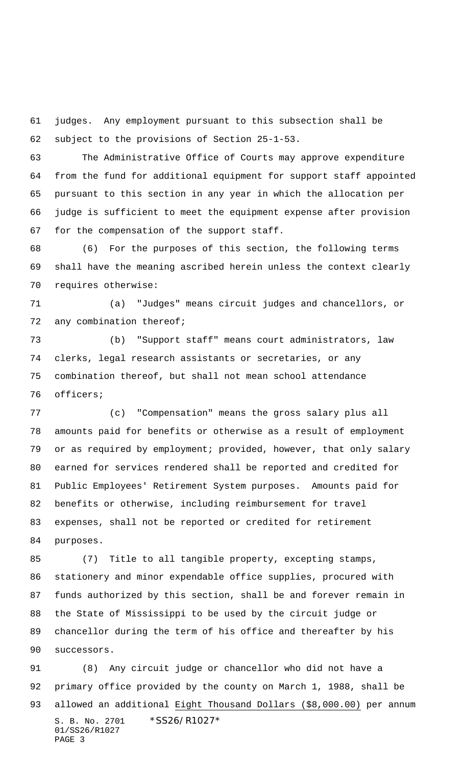judges. Any employment pursuant to this subsection shall be subject to the provisions of Section 25-1-53.

The Administrative Office of Courts may approve expenditure from the fund for additional equipment for support staff appointed pursuant to this section in any year in which the allocation per judge is sufficient to meet the equipment expense after provision for the compensation of the support staff.

(6) For the purposes of this section, the following terms shall have the meaning ascribed herein unless the context clearly requires otherwise:

(a) "Judges" means circuit judges and chancellors, or any combination thereof;

(b) "Support staff" means court administrators, law clerks, legal research assistants or secretaries, or any combination thereof, but shall not mean school attendance officers;

(c) "Compensation" means the gross salary plus all amounts paid for benefits or otherwise as a result of employment or as required by employment; provided, however, that only salary earned for services rendered shall be reported and credited for Public Employees' Retirement System purposes. Amounts paid for benefits or otherwise, including reimbursement for travel expenses, shall not be reported or credited for retirement purposes.

(7) Title to all tangible property, excepting stamps, stationery and minor expendable office supplies, procured with funds authorized by this section, shall be and forever remain in the State of Mississippi to be used by the circuit judge or chancellor during the term of his office and thereafter by his successors.

(8) Any circuit judge or chancellor who did not have a primary office provided by the county on March 1, 1988, shall be allowed an additional Eight Thousand Dollars ($8,000.00) per annum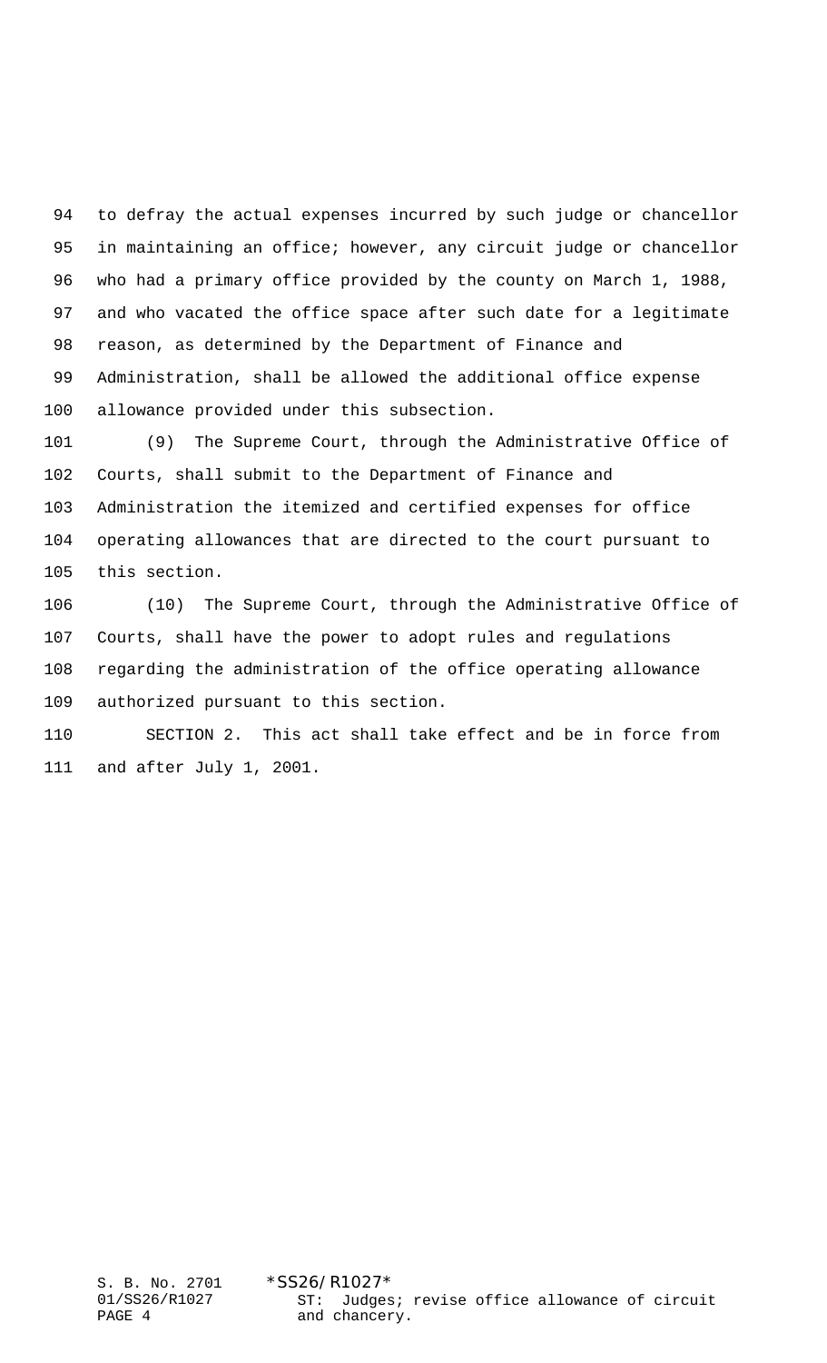to defray the actual expenses incurred by such judge or chancellor in maintaining an office; however, any circuit judge or chancellor who had a primary office provided by the county on March 1, 1988, and who vacated the office space after such date for a legitimate reason, as determined by the Department of Finance and Administration, shall be allowed the additional office expense allowance provided under this subsection.

(9) The Supreme Court, through the Administrative Office of Courts, shall submit to the Department of Finance and Administration the itemized and certified expenses for office operating allowances that are directed to the court pursuant to this section.

(10) The Supreme Court, through the Administrative Office of Courts, shall have the power to adopt rules and regulations regarding the administration of the office operating allowance authorized pursuant to this section.

SECTION 2. This act shall take effect and be in force from and after July 1, 2001.